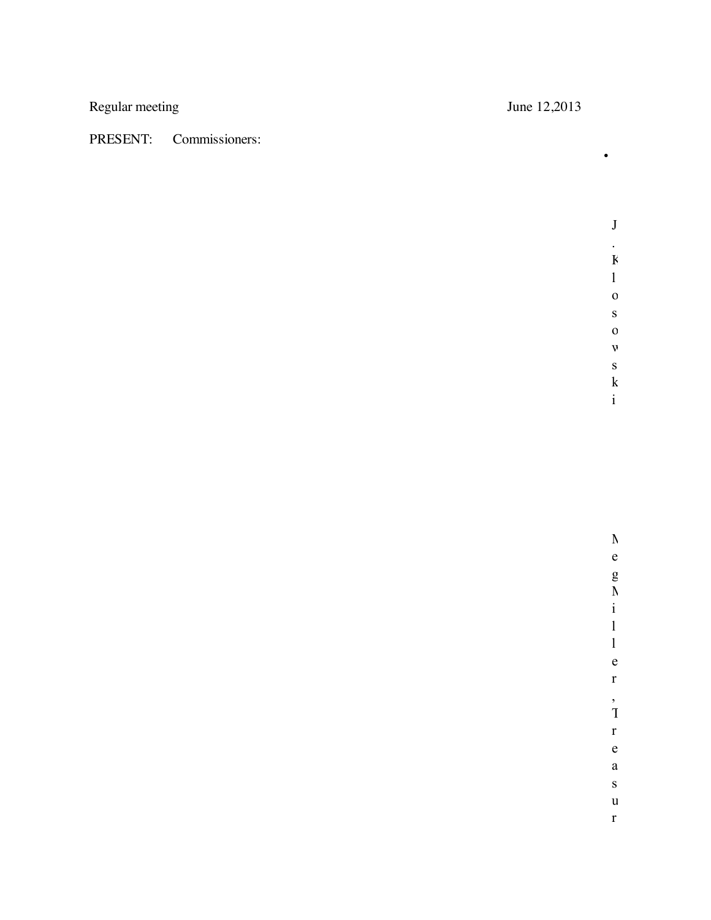Regular meeting June 12,2013

PRESENT: Commissioners:

- J. Klosowski

Meg Miller, Treasur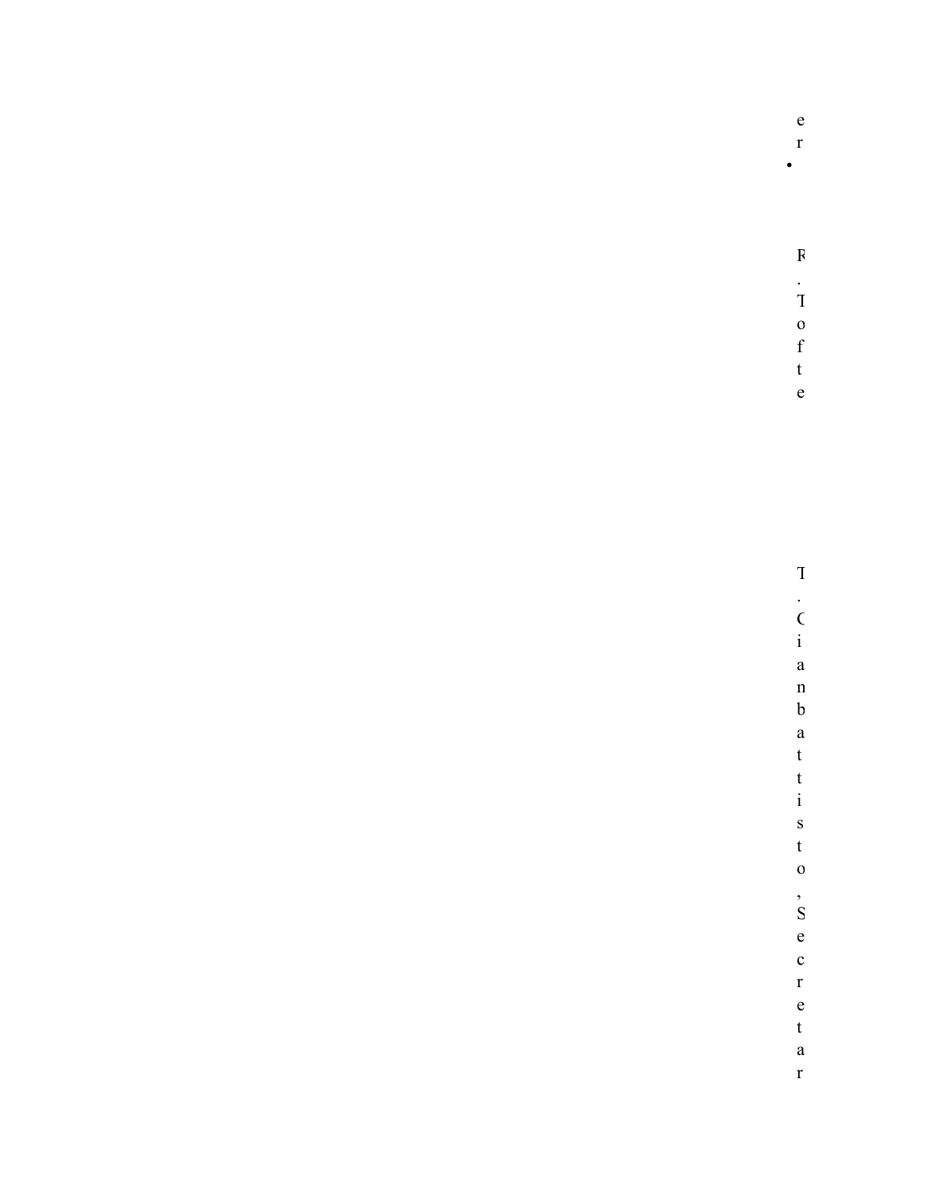e
r
•

F
.
T
o
f
t
e

T
.
C
i
a
n
b
a
t
t
i
s
t
o
,
S
e
c
r
e
t
a
r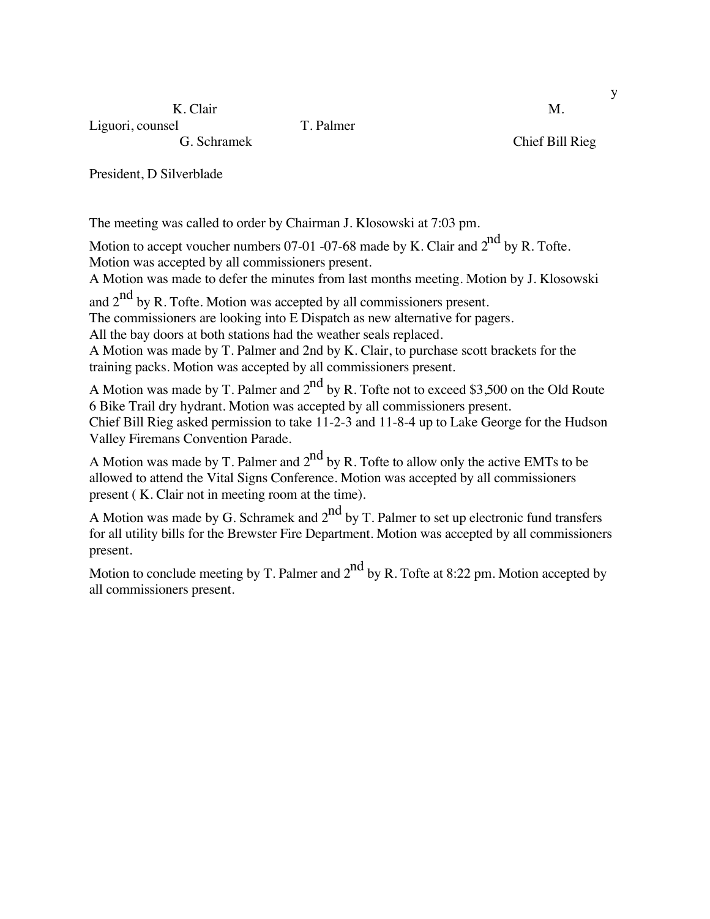y

K. Clair M. Liguori, counsel T. Palmer

G. Schramek Chief Bill Rieg

President, D Silverblade

The meeting was called to order by Chairman J. Klosowski at 7:03 pm.

Motion to accept voucher numbers 07-01 -07-68 made by K. Clair and 2nd by R. Tofte. Motion was accepted by all commissioners present.

A Motion was made to defer the minutes from last months meeting. Motion by J. Klosowski and 2nd by R. Tofte. Motion was accepted by all commissioners present.

The commissioners are looking into E Dispatch as new alternative for pagers.

All the bay doors at both stations had the weather seals replaced.

A Motion was made by T. Palmer and 2nd by K. Clair, to purchase scott brackets for the training packs. Motion was accepted by all commissioners present.

A Motion was made by T. Palmer and 2nd by R. Tofte not to exceed $3,500 on the Old Route 6 Bike Trail dry hydrant. Motion was accepted by all commissioners present.

Chief Bill Rieg asked permission to take 11-2-3 and 11-8-4 up to Lake George for the Hudson Valley Firemans Convention Parade.

A Motion was made by T. Palmer and 2nd by R. Tofte to allow only the active EMTs to be allowed to attend the Vital Signs Conference. Motion was accepted by all commissioners present ( K. Clair not in meeting room at the time).

A Motion was made by G. Schramek and 2nd by T. Palmer to set up electronic fund transfers for all utility bills for the Brewster Fire Department. Motion was accepted by all commissioners present.

Motion to conclude meeting by T. Palmer and 2nd by R. Tofte at 8:22 pm. Motion accepted by all commissioners present.